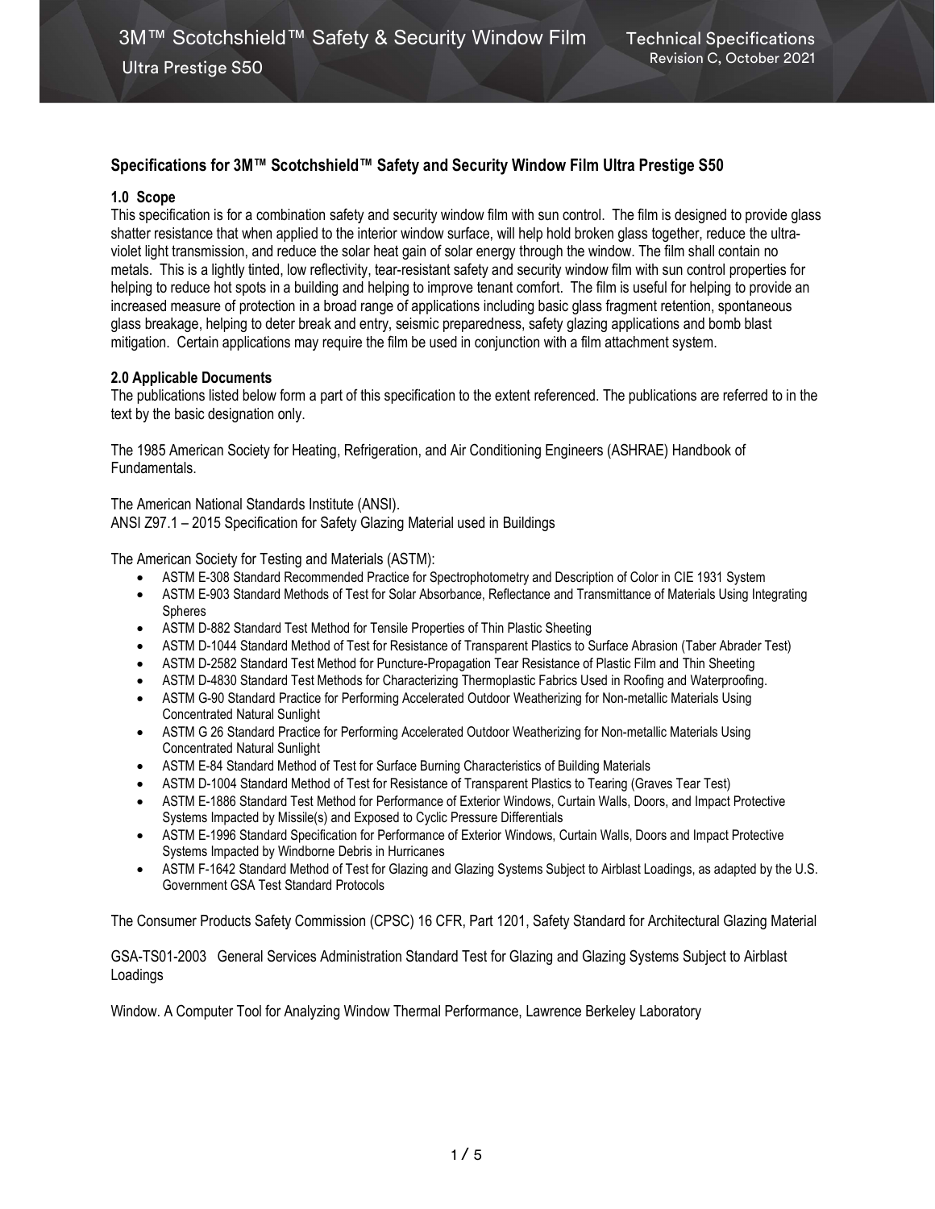## Specifications for 3M™ Scotchshield™ Safety and Security Window Film Ultra Prestige S50

### 1.0 Scope

This specification is for a combination safety and security window film with sun control. The film is designed to provide glass shatter resistance that when applied to the interior window surface, will help hold broken glass together, reduce the ultra-violet light transmission, and reduce the solar heat gain of solar energy through the window. The film shall contain no metals. This is a lightly tinted, low reflectivity, tear-resistant safety and security window film with sun control properties for helping to reduce hot spots in a building and helping to improve tenant comfort. The film is useful for helping to provide an increased measure of protection in a broad range of applications including basic glass fragment retention, spontaneous glass breakage, helping to deter break and entry, seismic preparedness, safety glazing applications and bomb blast mitigation. Certain applications may require the film be used in conjunction with a film attachment system.

### 2.0 Applicable Documents

The publications listed below form a part of this specification to the extent referenced. The publications are referred to in the text by the basic designation only.

The 1985 American Society for Heating, Refrigeration, and Air Conditioning Engineers (ASHRAE) Handbook of Fundamentals.

The American National Standards Institute (ANSI).
ANSI Z97.1 – 2015 Specification for Safety Glazing Material used in Buildings

The American Society for Testing and Materials (ASTM):

- ASTM E-308 Standard Recommended Practice for Spectrophotometry and Description of Color in CIE 1931 System
- ASTM E-903 Standard Methods of Test for Solar Absorbance, Reflectance and Transmittance of Materials Using Integrating Spheres
- ASTM D-882 Standard Test Method for Tensile Properties of Thin Plastic Sheeting
- ASTM D-1044 Standard Method of Test for Resistance of Transparent Plastics to Surface Abrasion (Taber Abrader Test)
- ASTM D-2582 Standard Test Method for Puncture-Propagation Tear Resistance of Plastic Film and Thin Sheeting
- ASTM D-4830 Standard Test Methods for Characterizing Thermoplastic Fabrics Used in Roofing and Waterproofing.
- ASTM G-90 Standard Practice for Performing Accelerated Outdoor Weatherizing for Non-metallic Materials Using Concentrated Natural Sunlight
- ASTM G 26 Standard Practice for Performing Accelerated Outdoor Weatherizing for Non-metallic Materials Using Concentrated Natural Sunlight
- ASTM E-84 Standard Method of Test for Surface Burning Characteristics of Building Materials
- ASTM D-1004 Standard Method of Test for Resistance of Transparent Plastics to Tearing (Graves Tear Test)
- ASTM E-1886 Standard Test Method for Performance of Exterior Windows, Curtain Walls, Doors, and Impact Protective Systems Impacted by Missile(s) and Exposed to Cyclic Pressure Differentials
- ASTM E-1996 Standard Specification for Performance of Exterior Windows, Curtain Walls, Doors and Impact Protective Systems Impacted by Windborne Debris in Hurricanes
- ASTM F-1642 Standard Method of Test for Glazing and Glazing Systems Subject to Airblast Loadings, as adapted by the U.S. Government GSA Test Standard Protocols

The Consumer Products Safety Commission (CPSC) 16 CFR, Part 1201, Safety Standard for Architectural Glazing Material

GSA-TS01-2003 General Services Administration Standard Test for Glazing and Glazing Systems Subject to Airblast Loadings

Window. A Computer Tool for Analyzing Window Thermal Performance, Lawrence Berkeley Laboratory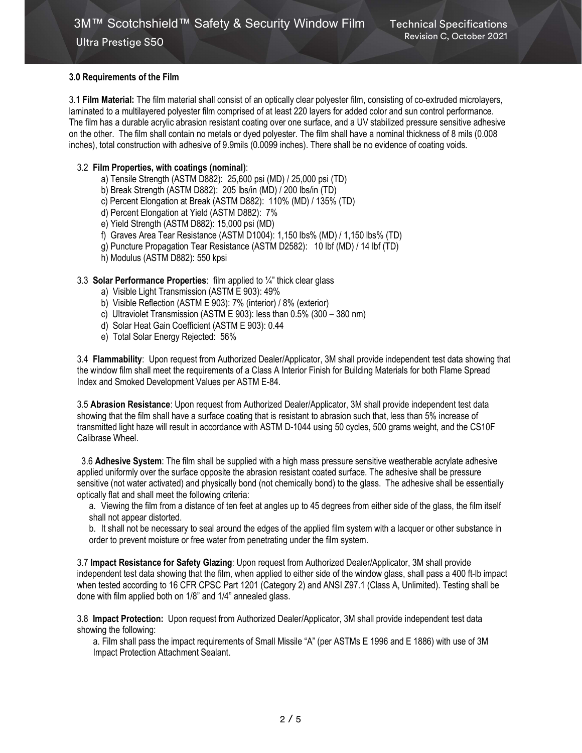### 3.0 Requirements of the Film

3.1 **Film Material:** The film material shall consist of an optically clear polyester film, consisting of co-extruded microlayers, laminated to a multilayered polyester film comprised of at least 220 layers for added color and sun control performance. The film has a durable acrylic abrasion resistant coating over one surface, and a UV stabilized pressure sensitive adhesive on the other. The film shall contain no metals or dyed polyester. The film shall have a nominal thickness of 8 mils (0.008 inches), total construction with adhesive of 9.9mils (0.0099 inches). There shall be no evidence of coating voids.

3.2 **Film Properties, with coatings (nominal)**:

a) Tensile Strength (ASTM D882): 25,600 psi (MD) / 25,000 psi (TD)
b) Break Strength (ASTM D882): 205 lbs/in (MD) / 200 lbs/in (TD)
c) Percent Elongation at Break (ASTM D882): 110% (MD) / 135% (TD)
d) Percent Elongation at Yield (ASTM D882): 7%
e) Yield Strength (ASTM D882): 15,000 psi (MD)
f) Graves Area Tear Resistance (ASTM D1004): 1,150 lbs% (MD) / 1,150 lbs% (TD)
g) Puncture Propagation Tear Resistance (ASTM D2582): 10 lbf (MD) / 14 lbf (TD)
h) Modulus (ASTM D882): 550 kpsi

3.3 **Solar Performance Properties**: film applied to ¼" thick clear glass

a) Visible Light Transmission (ASTM E 903): 49%
b) Visible Reflection (ASTM E 903): 7% (interior) / 8% (exterior)
c) Ultraviolet Transmission (ASTM E 903): less than 0.5% (300 – 380 nm)
d) Solar Heat Gain Coefficient (ASTM E 903): 0.44
e) Total Solar Energy Rejected: 56%

3.4 **Flammability**: Upon request from Authorized Dealer/Applicator, 3M shall provide independent test data showing that the window film shall meet the requirements of a Class A Interior Finish for Building Materials for both Flame Spread Index and Smoked Development Values per ASTM E-84.

3.5 **Abrasion Resistance**: Upon request from Authorized Dealer/Applicator, 3M shall provide independent test data showing that the film shall have a surface coating that is resistant to abrasion such that, less than 5% increase of transmitted light haze will result in accordance with ASTM D-1044 using 50 cycles, 500 grams weight, and the CS10F Calibrase Wheel.

3.6 **Adhesive System**: The film shall be supplied with a high mass pressure sensitive weatherable acrylate adhesive applied uniformly over the surface opposite the abrasion resistant coated surface. The adhesive shall be pressure sensitive (not water activated) and physically bond (not chemically bond) to the glass. The adhesive shall be essentially optically flat and shall meet the following criteria:

a. Viewing the film from a distance of ten feet at angles up to 45 degrees from either side of the glass, the film itself shall not appear distorted.

b. It shall not be necessary to seal around the edges of the applied film system with a lacquer or other substance in order to prevent moisture or free water from penetrating under the film system.

3.7 **Impact Resistance for Safety Glazing**: Upon request from Authorized Dealer/Applicator, 3M shall provide independent test data showing that the film, when applied to either side of the window glass, shall pass a 400 ft-lb impact when tested according to 16 CFR CPSC Part 1201 (Category 2) and ANSI Z97.1 (Class A, Unlimited). Testing shall be done with film applied both on 1/8" and 1/4" annealed glass.

3.8 **Impact Protection:** Upon request from Authorized Dealer/Applicator, 3M shall provide independent test data showing the following:

a. Film shall pass the impact requirements of Small Missile "A" (per ASTMs E 1996 and E 1886) with use of 3M Impact Protection Attachment Sealant.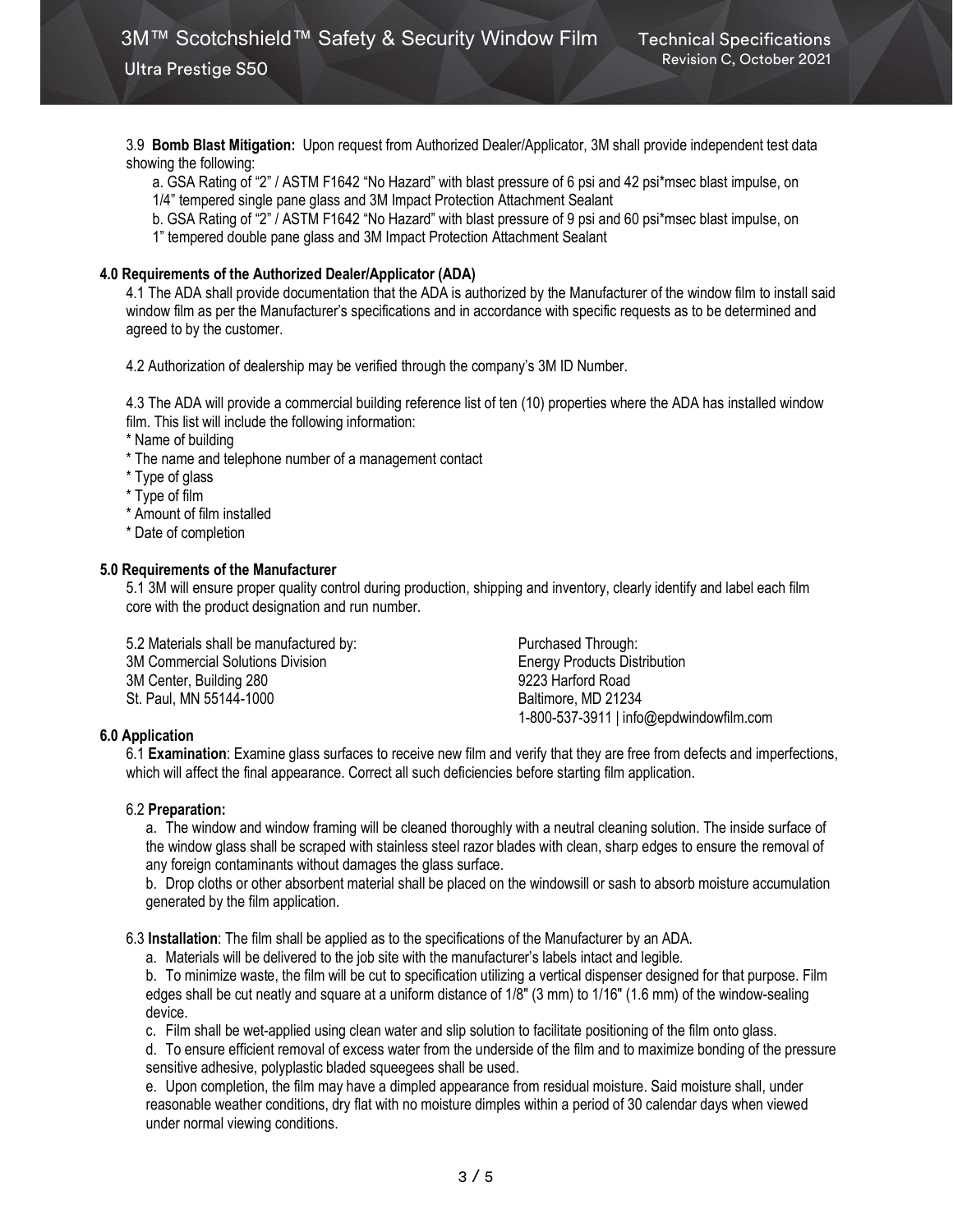3.9 **Bomb Blast Mitigation:** Upon request from Authorized Dealer/Applicator, 3M shall provide independent test data showing the following:

a. GSA Rating of "2" / ASTM F1642 "No Hazard" with blast pressure of 6 psi and 42 psi*msec blast impulse, on 1/4" tempered single pane glass and 3M Impact Protection Attachment Sealant

b. GSA Rating of "2" / ASTM F1642 "No Hazard" with blast pressure of 9 psi and 60 psi*msec blast impulse, on 1" tempered double pane glass and 3M Impact Protection Attachment Sealant

## 4.0 Requirements of the Authorized Dealer/Applicator (ADA)

4.1 The ADA shall provide documentation that the ADA is authorized by the Manufacturer of the window film to install said window film as per the Manufacturer's specifications and in accordance with specific requests as to be determined and agreed to by the customer.

4.2 Authorization of dealership may be verified through the company's 3M ID Number.

4.3 The ADA will provide a commercial building reference list of ten (10) properties where the ADA has installed window film. This list will include the following information:

* Name of building
* The name and telephone number of a management contact
* Type of glass
* Type of film
* Amount of film installed
* Date of completion

## 5.0 Requirements of the Manufacturer

5.1 3M will ensure proper quality control during production, shipping and inventory, clearly identify and label each film core with the product designation and run number.

5.2 Materials shall be manufactured by:
3M Commercial Solutions Division
3M Center, Building 280
St. Paul, MN 55144-1000

Purchased Through:
Energy Products Distribution
9223 Harford Road
Baltimore, MD 21234
1-800-537-3911 | info@epdwindowfilm.com

## 6.0 Application

6.1 **Examination**: Examine glass surfaces to receive new film and verify that they are free from defects and imperfections, which will affect the final appearance. Correct all such deficiencies before starting film application.

6.2 **Preparation:**

a. The window and window framing will be cleaned thoroughly with a neutral cleaning solution. The inside surface of the window glass shall be scraped with stainless steel razor blades with clean, sharp edges to ensure the removal of any foreign contaminants without damages the glass surface.

b. Drop cloths or other absorbent material shall be placed on the windowsill or sash to absorb moisture accumulation generated by the film application.

6.3 **Installation**: The film shall be applied as to the specifications of the Manufacturer by an ADA.

a. Materials will be delivered to the job site with the manufacturer's labels intact and legible.

b. To minimize waste, the film will be cut to specification utilizing a vertical dispenser designed for that purpose. Film edges shall be cut neatly and square at a uniform distance of 1/8" (3 mm) to 1/16" (1.6 mm) of the window-sealing device.

c. Film shall be wet-applied using clean water and slip solution to facilitate positioning of the film onto glass.

d. To ensure efficient removal of excess water from the underside of the film and to maximize bonding of the pressure sensitive adhesive, polyplastic bladed squeegees shall be used.

e. Upon completion, the film may have a dimpled appearance from residual moisture. Said moisture shall, under reasonable weather conditions, dry flat with no moisture dimples within a period of 30 calendar days when viewed under normal viewing conditions.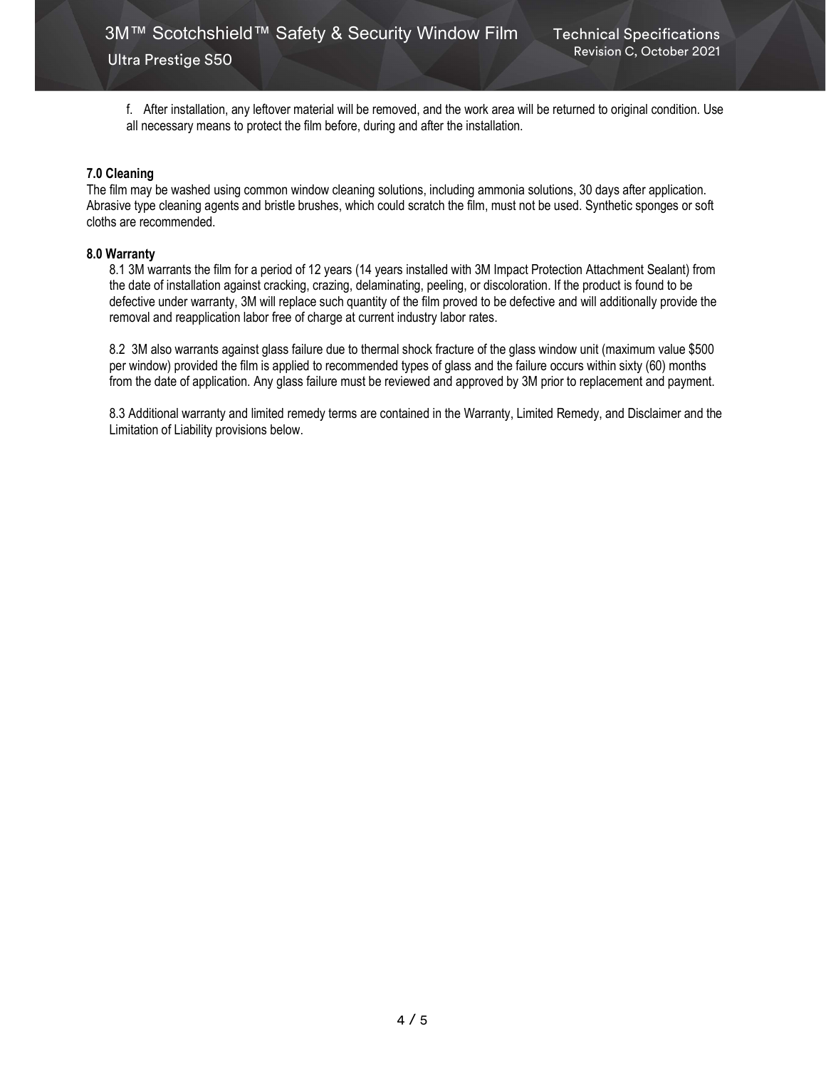f. After installation, any leftover material will be removed, and the work area will be returned to original condition. Use all necessary means to protect the film before, during and after the installation.

**7.0 Cleaning**

The film may be washed using common window cleaning solutions, including ammonia solutions, 30 days after application. Abrasive type cleaning agents and bristle brushes, which could scratch the film, must not be used. Synthetic sponges or soft cloths are recommended.

**8.0 Warranty**

8.1 3M warrants the film for a period of 12 years (14 years installed with 3M Impact Protection Attachment Sealant) from the date of installation against cracking, crazing, delaminating, peeling, or discoloration. If the product is found to be defective under warranty, 3M will replace such quantity of the film proved to be defective and will additionally provide the removal and reapplication labor free of charge at current industry labor rates.

8.2 3M also warrants against glass failure due to thermal shock fracture of the glass window unit (maximum value $500 per window) provided the film is applied to recommended types of glass and the failure occurs within sixty (60) months from the date of application. Any glass failure must be reviewed and approved by 3M prior to replacement and payment.

8.3 Additional warranty and limited remedy terms are contained in the Warranty, Limited Remedy, and Disclaimer and the Limitation of Liability provisions below.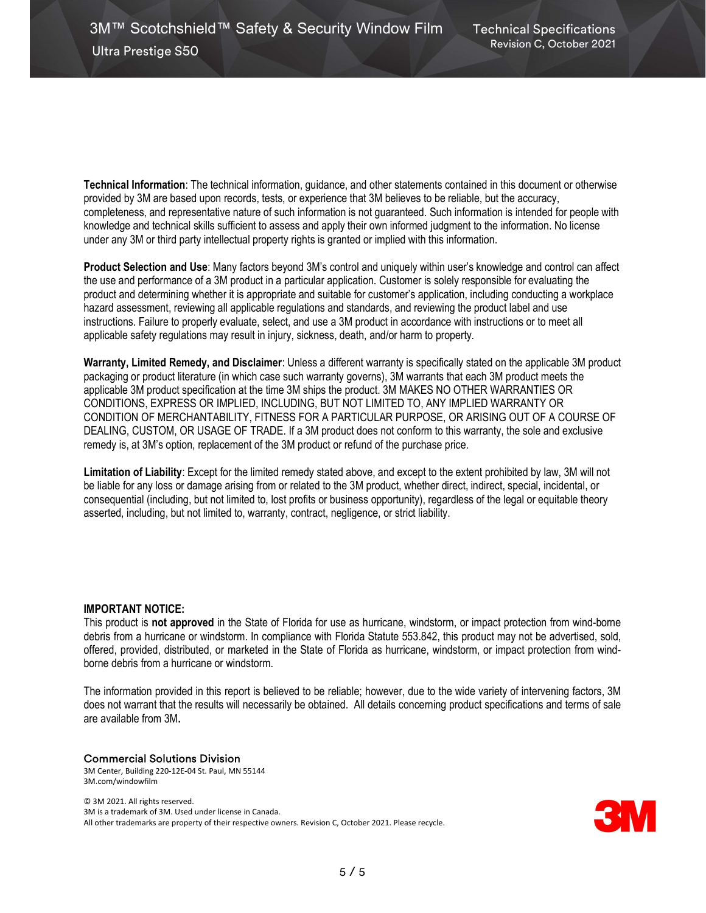**Technical Information**: The technical information, guidance, and other statements contained in this document or otherwise provided by 3M are based upon records, tests, or experience that 3M believes to be reliable, but the accuracy, completeness, and representative nature of such information is not guaranteed. Such information is intended for people with knowledge and technical skills sufficient to assess and apply their own informed judgment to the information. No license under any 3M or third party intellectual property rights is granted or implied with this information.

**Product Selection and Use**: Many factors beyond 3M's control and uniquely within user's knowledge and control can affect the use and performance of a 3M product in a particular application. Customer is solely responsible for evaluating the product and determining whether it is appropriate and suitable for customer's application, including conducting a workplace hazard assessment, reviewing all applicable regulations and standards, and reviewing the product label and use instructions. Failure to properly evaluate, select, and use a 3M product in accordance with instructions or to meet all applicable safety regulations may result in injury, sickness, death, and/or harm to property.

**Warranty, Limited Remedy, and Disclaimer**: Unless a different warranty is specifically stated on the applicable 3M product packaging or product literature (in which case such warranty governs), 3M warrants that each 3M product meets the applicable 3M product specification at the time 3M ships the product. 3M MAKES NO OTHER WARRANTIES OR CONDITIONS, EXPRESS OR IMPLIED, INCLUDING, BUT NOT LIMITED TO, ANY IMPLIED WARRANTY OR CONDITION OF MERCHANTABILITY, FITNESS FOR A PARTICULAR PURPOSE, OR ARISING OUT OF A COURSE OF DEALING, CUSTOM, OR USAGE OF TRADE. If a 3M product does not conform to this warranty, the sole and exclusive remedy is, at 3M's option, replacement of the 3M product or refund of the purchase price.

**Limitation of Liability**: Except for the limited remedy stated above, and except to the extent prohibited by law, 3M will not be liable for any loss or damage arising from or related to the 3M product, whether direct, indirect, special, incidental, or consequential (including, but not limited to, lost profits or business opportunity), regardless of the legal or equitable theory asserted, including, but not limited to, warranty, contract, negligence, or strict liability.

**IMPORTANT NOTICE:**

This product is **not approved** in the State of Florida for use as hurricane, windstorm, or impact protection from wind-borne debris from a hurricane or windstorm. In compliance with Florida Statute 553.842, this product may not be advertised, sold, offered, provided, distributed, or marketed in the State of Florida as hurricane, windstorm, or impact protection from wind-borne debris from a hurricane or windstorm.

The information provided in this report is believed to be reliable; however, due to the wide variety of intervening factors, 3M does not warrant that the results will necessarily be obtained. All details concerning product specifications and terms of sale are available from 3M.

**Commercial Solutions Division**

3M Center, Building 220-12E-04 St. Paul, MN 55144
3M.com/windowfilm

© 3M 2021. All rights reserved.
3M is a trademark of 3M. Used under license in Canada.
All other trademarks are property of their respective owners. Revision C, October 2021. Please recycle.